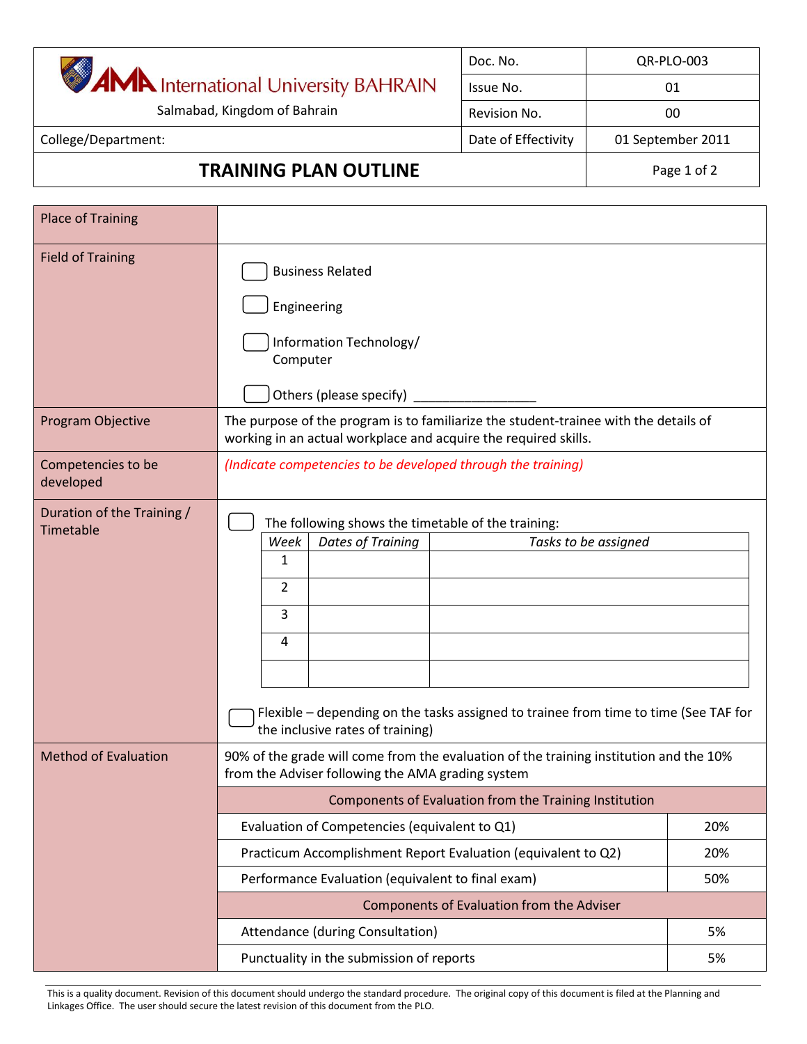AMA International University BAHRAIN

Salmabad, Kingdom of Bahrain

| Doc. No. | QR-PLO-003 |
|---|---|
| Issue No. | 01 |
| Revision No. | 00 |
| Date of Effectivity | 01 September 2011 |

College/Department:

# TRAINING PLAN OUTLINE

| | |
|---|---|
| Place of Training | |
| Field of Training | ☐ Business Related<br>☐ Engineering<br>☐ Information Technology/ Computer<br>☐ Others (please specify) _________________ |
| Program Objective | The purpose of the program is to familiarize the student-trainee with the details of working in an actual workplace and acquire the required skills. |
| Competencies to be developed | *(Indicate competencies to be developed through the training)* |
| Duration of the Training / Timetable | ☐ The following shows the timetable of the training: (see table below)<br>☐ Flexible – depending on the tasks assigned to trainee from time to time (See TAF for the inclusive rates of training) |
| Method of Evaluation | 90% of the grade will come from the evaluation of the training institution and the 10% from the Adviser following the AMA grading system |

| *Week* | *Dates of Training* | *Tasks to be assigned* |
|---|---|---|
| 1 | | |
| 2 | | |
| 3 | | |
| 4 | | |
| | | |

| Components of Evaluation from the Training Institution | |
|---|---|
| Evaluation of Competencies (equivalent to Q1) | 20% |
| Practicum Accomplishment Report Evaluation (equivalent to Q2) | 20% |
| Performance Evaluation (equivalent to final exam) | 50% |
| **Components of Evaluation from the Adviser** | |
| Attendance (during Consultation) | 5% |
| Punctuality in the submission of reports | 5% |

This is a quality document. Revision of this document should undergo the standard procedure. The original copy of this document is filed at the Planning and Linkages Office. The user should secure the latest revision of this document from the PLO.